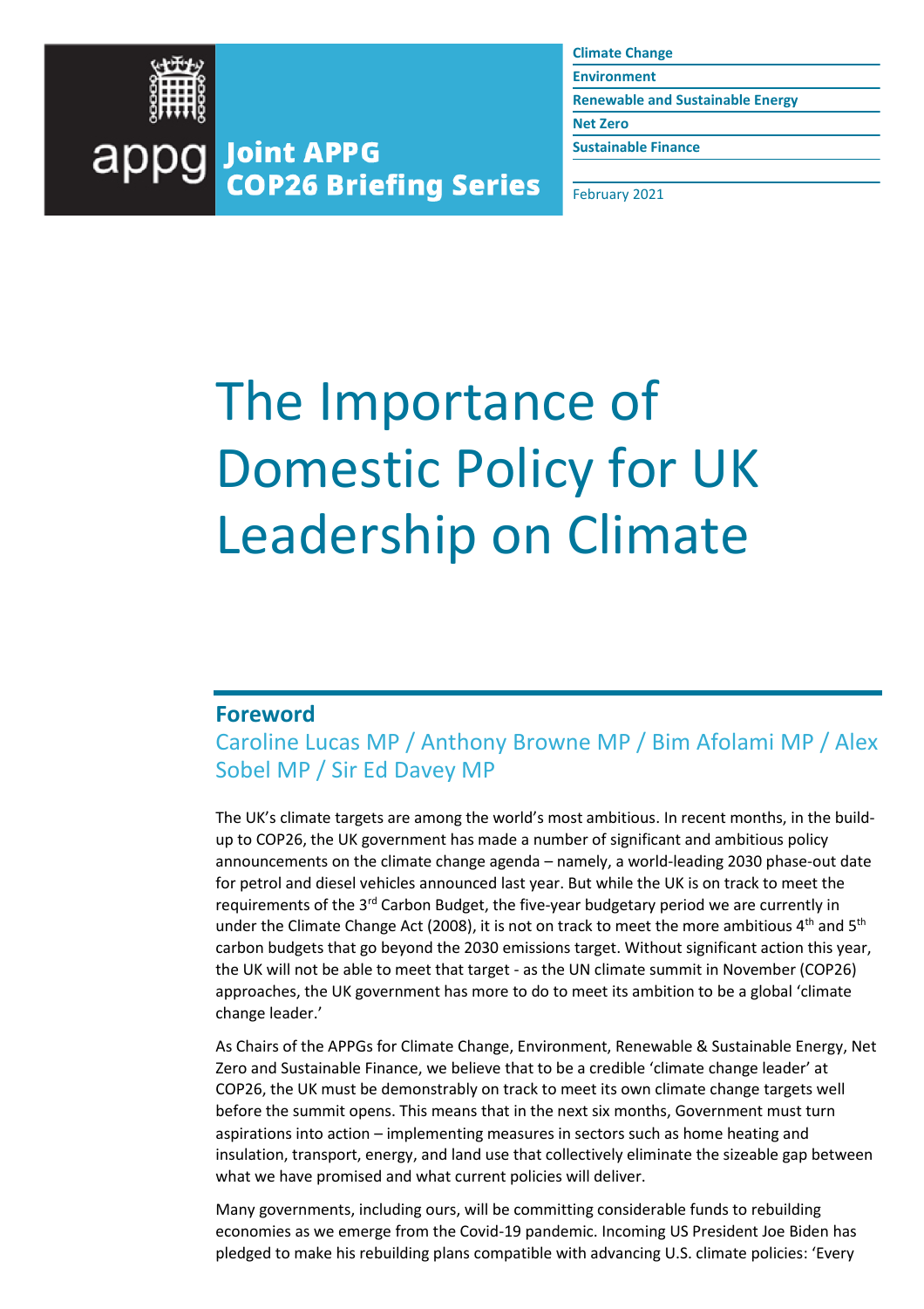appg **Joint APPG COP26 Briefing Series**

**Climate Change**
**Environment**
**Renewable and Sustainable Energy**
**Net Zero**
**Sustainable Finance**

February 2021

# The Importance of Domestic Policy for UK Leadership on Climate

## Foreword

### Caroline Lucas MP / Anthony Browne MP / Bim Afolami MP / Alex Sobel MP / Sir Ed Davey MP

The UK's climate targets are among the world's most ambitious. In recent months, in the build-up to COP26, the UK government has made a number of significant and ambitious policy announcements on the climate change agenda – namely, a world-leading 2030 phase-out date for petrol and diesel vehicles announced last year. But while the UK is on track to meet the requirements of the 3rd Carbon Budget, the five-year budgetary period we are currently in under the Climate Change Act (2008), it is not on track to meet the more ambitious 4th and 5th carbon budgets that go beyond the 2030 emissions target. Without significant action this year, the UK will not be able to meet that target - as the UN climate summit in November (COP26) approaches, the UK government has more to do to meet its ambition to be a global 'climate change leader.'

As Chairs of the APPGs for Climate Change, Environment, Renewable & Sustainable Energy, Net Zero and Sustainable Finance, we believe that to be a credible 'climate change leader' at COP26, the UK must be demonstrably on track to meet its own climate change targets well before the summit opens. This means that in the next six months, Government must turn aspirations into action – implementing measures in sectors such as home heating and insulation, transport, energy, and land use that collectively eliminate the sizeable gap between what we have promised and what current policies will deliver.

Many governments, including ours, will be committing considerable funds to rebuilding economies as we emerge from the Covid-19 pandemic. Incoming US President Joe Biden has pledged to make his rebuilding plans compatible with advancing U.S. climate policies: 'Every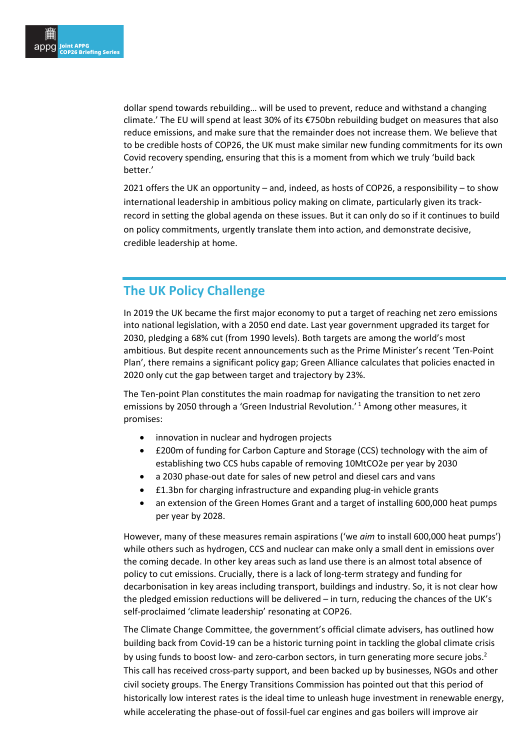dollar spend towards rebuilding… will be used to prevent, reduce and withstand a changing climate.' The EU will spend at least 30% of its €750bn rebuilding budget on measures that also reduce emissions, and make sure that the remainder does not increase them. We believe that to be credible hosts of COP26, the UK must make similar new funding commitments for its own Covid recovery spending, ensuring that this is a moment from which we truly 'build back better.'

2021 offers the UK an opportunity – and, indeed, as hosts of COP26, a responsibility – to show international leadership in ambitious policy making on climate, particularly given its track-record in setting the global agenda on these issues. But it can only do so if it continues to build on policy commitments, urgently translate them into action, and demonstrate decisive, credible leadership at home.

## The UK Policy Challenge

In 2019 the UK became the first major economy to put a target of reaching net zero emissions into national legislation, with a 2050 end date. Last year government upgraded its target for 2030, pledging a 68% cut (from 1990 levels). Both targets are among the world's most ambitious. But despite recent announcements such as the Prime Minister's recent 'Ten-Point Plan', there remains a significant policy gap; Green Alliance calculates that policies enacted in 2020 only cut the gap between target and trajectory by 23%.

The Ten-point Plan constitutes the main roadmap for navigating the transition to net zero emissions by 2050 through a 'Green Industrial Revolution.'[1] Among other measures, it promises:

- innovation in nuclear and hydrogen projects
- £200m of funding for Carbon Capture and Storage (CCS) technology with the aim of establishing two CCS hubs capable of removing 10MtCO2e per year by 2030
- a 2030 phase-out date for sales of new petrol and diesel cars and vans
- £1.3bn for charging infrastructure and expanding plug-in vehicle grants
- an extension of the Green Homes Grant and a target of installing 600,000 heat pumps per year by 2028.

However, many of these measures remain aspirations ('we *aim* to install 600,000 heat pumps') while others such as hydrogen, CCS and nuclear can make only a small dent in emissions over the coming decade. In other key areas such as land use there is an almost total absence of policy to cut emissions. Crucially, there is a lack of long-term strategy and funding for decarbonisation in key areas including transport, buildings and industry. So, it is not clear how the pledged emission reductions will be delivered – in turn, reducing the chances of the UK's self-proclaimed 'climate leadership' resonating at COP26.

The Climate Change Committee, the government's official climate advisers, has outlined how building back from Covid-19 can be a historic turning point in tackling the global climate crisis by using funds to boost low- and zero-carbon sectors, in turn generating more secure jobs.[2] This call has received cross-party support, and been backed up by businesses, NGOs and other civil society groups. The Energy Transitions Commission has pointed out that this period of historically low interest rates is the ideal time to unleash huge investment in renewable energy, while accelerating the phase-out of fossil-fuel car engines and gas boilers will improve air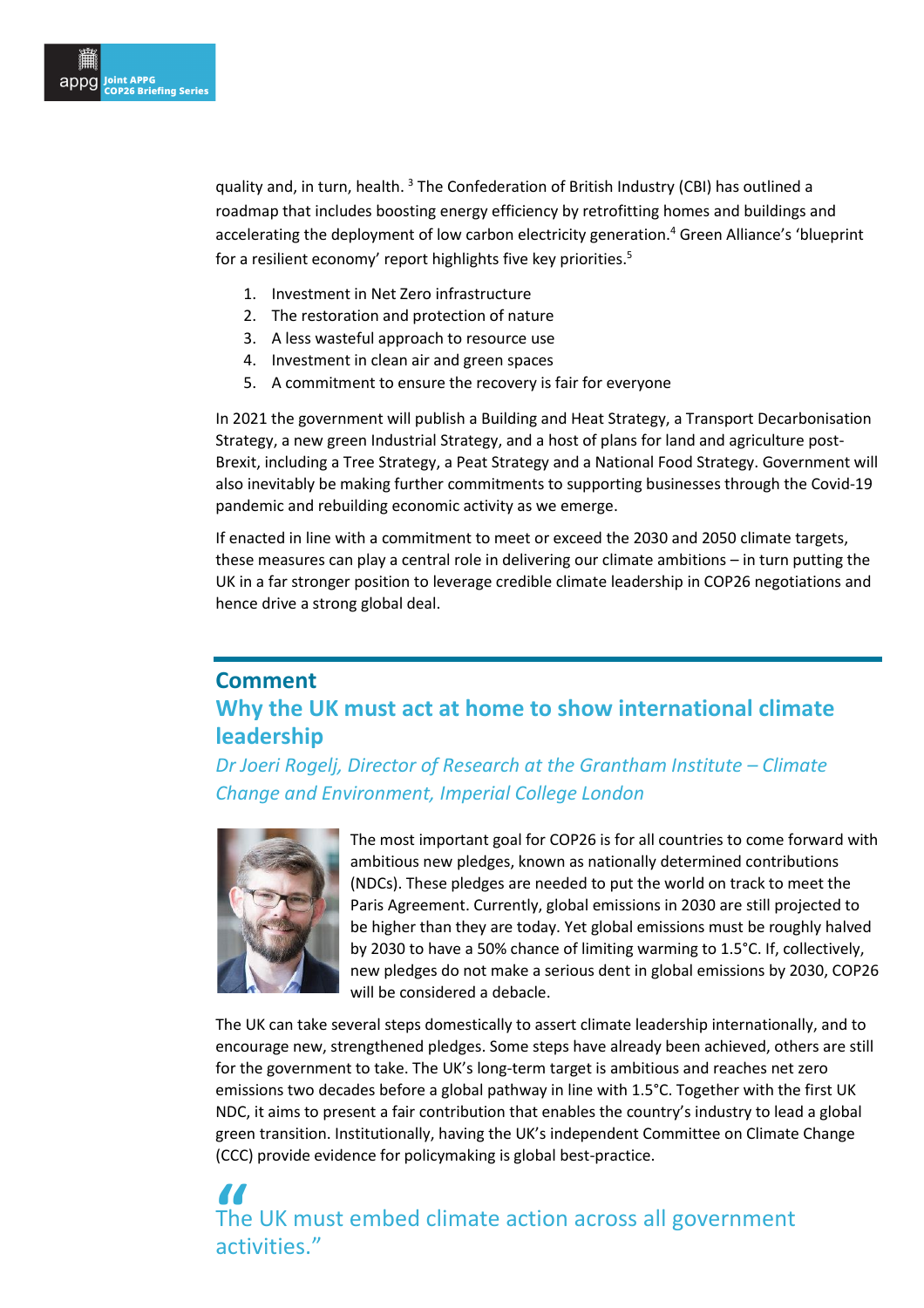quality and, in turn, health. [3] The Confederation of British Industry (CBI) has outlined a roadmap that includes boosting energy efficiency by retrofitting homes and buildings and accelerating the deployment of low carbon electricity generation.[4] Green Alliance's 'blueprint for a resilient economy' report highlights five key priorities.[5]

1. Investment in Net Zero infrastructure
2. The restoration and protection of nature
3. A less wasteful approach to resource use
4. Investment in clean air and green spaces
5. A commitment to ensure the recovery is fair for everyone

In 2021 the government will publish a Building and Heat Strategy, a Transport Decarbonisation Strategy, a new green Industrial Strategy, and a host of plans for land and agriculture post-Brexit, including a Tree Strategy, a Peat Strategy and a National Food Strategy. Government will also inevitably be making further commitments to supporting businesses through the Covid-19 pandemic and rebuilding economic activity as we emerge.

If enacted in line with a commitment to meet or exceed the 2030 and 2050 climate targets, these measures can play a central role in delivering our climate ambitions – in turn putting the UK in a far stronger position to leverage credible climate leadership in COP26 negotiations and hence drive a strong global deal.

## Comment

## Why the UK must act at home to show international climate leadership

*Dr Joeri Rogelj, Director of Research at the Grantham Institute – Climate Change and Environment, Imperial College London*

The most important goal for COP26 is for all countries to come forward with ambitious new pledges, known as nationally determined contributions (NDCs). These pledges are needed to put the world on track to meet the Paris Agreement. Currently, global emissions in 2030 are still projected to be higher than they are today. Yet global emissions must be roughly halved by 2030 to have a 50% chance of limiting warming to 1.5°C. If, collectively, new pledges do not make a serious dent in global emissions by 2030, COP26 will be considered a debacle.

The UK can take several steps domestically to assert climate leadership internationally, and to encourage new, strengthened pledges. Some steps have already been achieved, others are still for the government to take. The UK's long-term target is ambitious and reaches net zero emissions two decades before a global pathway in line with 1.5°C. Together with the first UK NDC, it aims to present a fair contribution that enables the country's industry to lead a global green transition. Institutionally, having the UK's independent Committee on Climate Change (CCC) provide evidence for policymaking is global best-practice.

> "The UK must embed climate action across all government activities."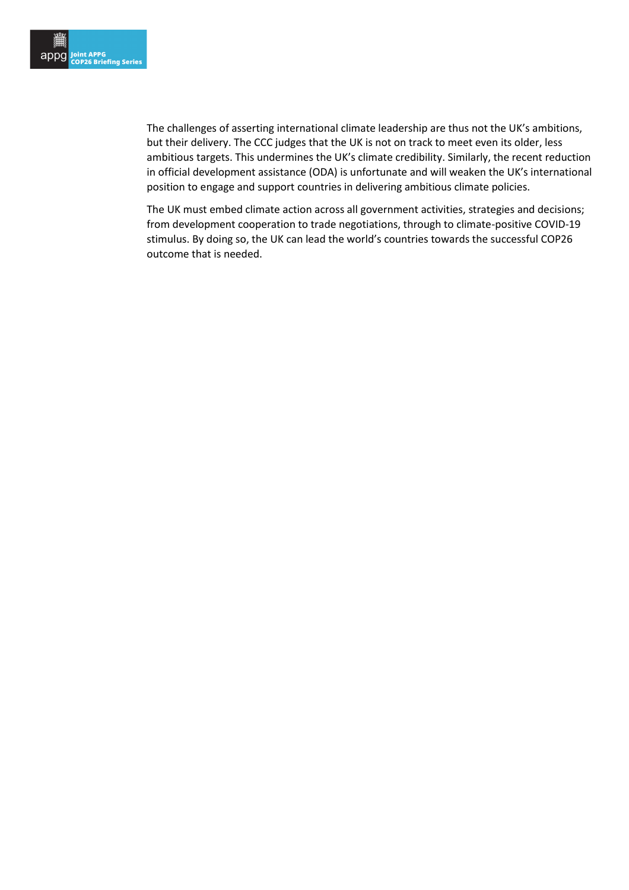The challenges of asserting international climate leadership are thus not the UK's ambitions, but their delivery. The CCC judges that the UK is not on track to meet even its older, less ambitious targets. This undermines the UK's climate credibility. Similarly, the recent reduction in official development assistance (ODA) is unfortunate and will weaken the UK's international position to engage and support countries in delivering ambitious climate policies.

The UK must embed climate action across all government activities, strategies and decisions; from development cooperation to trade negotiations, through to climate-positive COVID-19 stimulus. By doing so, the UK can lead the world's countries towards the successful COP26 outcome that is needed.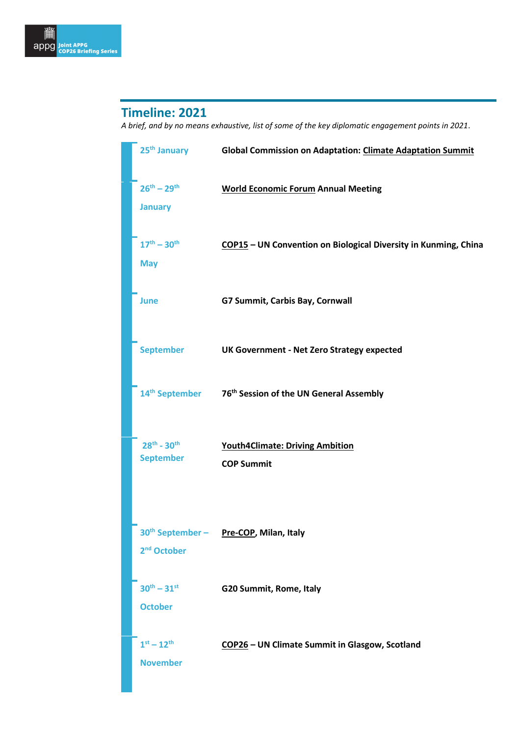## Timeline: 2021

*A brief, and by no means exhaustive, list of some of the key diplomatic engagement points in 2021.*

| Date | Event |
| --- | --- |
| 25th January | **Global Commission on Adaptation: Climate Adaptation Summit** |
| 26th – 29th January | **World Economic Forum Annual Meeting** |
| 17th – 30th May | **COP15 – UN Convention on Biological Diversity in Kunming, China** |
| June | **G7 Summit, Carbis Bay, Cornwall** |
| September | **UK Government - Net Zero Strategy expected** |
| 14th September | **76th Session of the UN General Assembly** |
| 28th - 30th September | **Youth4Climate: Driving Ambition**<br>**COP Summit** |
| 30th September – 2nd October | **Pre-COP, Milan, Italy** |
| 30th – 31st October | **G20 Summit, Rome, Italy** |
| 1st – 12th November | **COP26 – UN Climate Summit in Glasgow, Scotland** |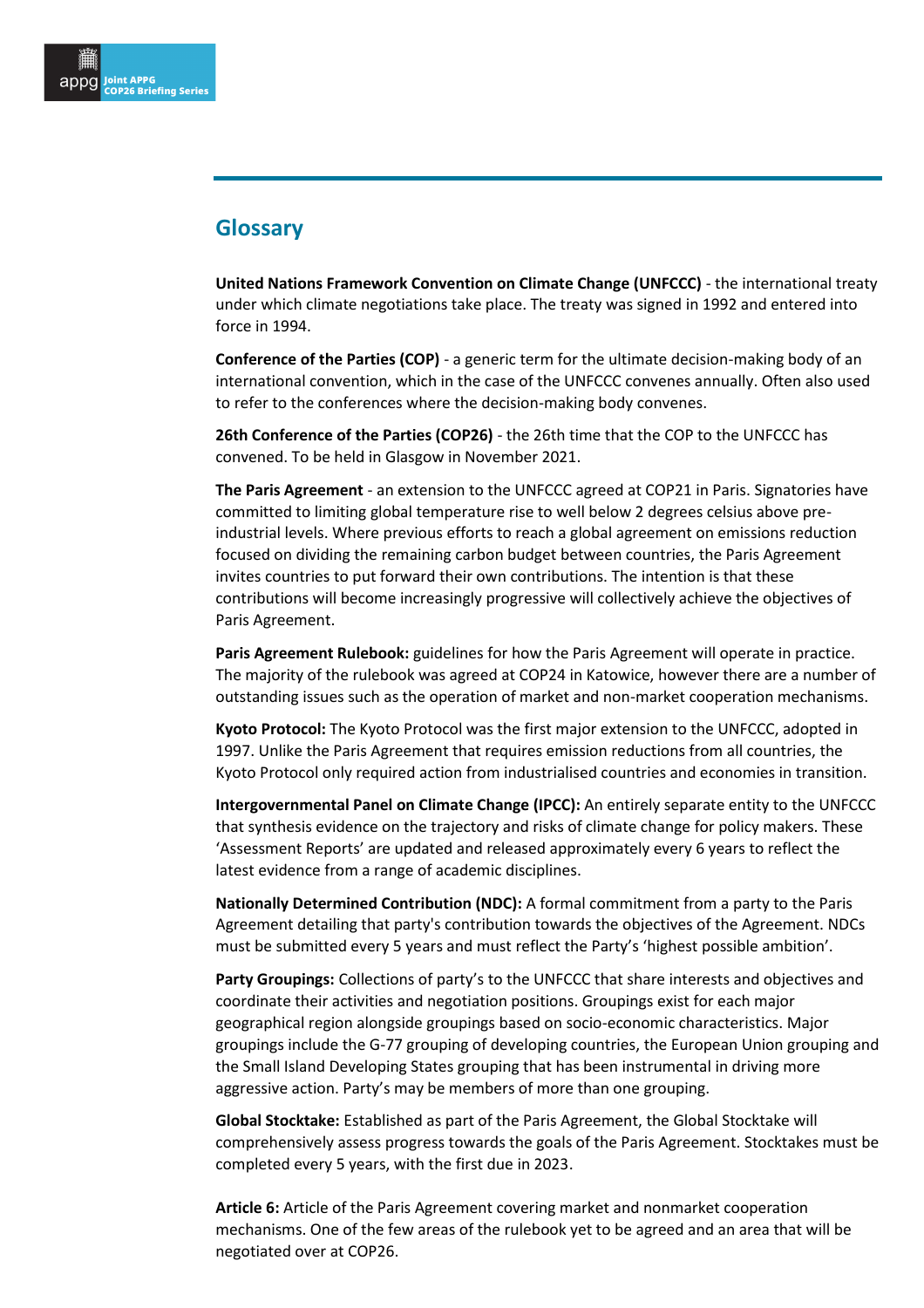## Glossary

**United Nations Framework Convention on Climate Change (UNFCCC)** - the international treaty under which climate negotiations take place. The treaty was signed in 1992 and entered into force in 1994.

**Conference of the Parties (COP)** - a generic term for the ultimate decision-making body of an international convention, which in the case of the UNFCCC convenes annually. Often also used to refer to the conferences where the decision-making body convenes.

**26th Conference of the Parties (COP26)** - the 26th time that the COP to the UNFCCC has convened. To be held in Glasgow in November 2021.

**The Paris Agreement** - an extension to the UNFCCC agreed at COP21 in Paris. Signatories have committed to limiting global temperature rise to well below 2 degrees celsius above pre-industrial levels. Where previous efforts to reach a global agreement on emissions reduction focused on dividing the remaining carbon budget between countries, the Paris Agreement invites countries to put forward their own contributions. The intention is that these contributions will become increasingly progressive will collectively achieve the objectives of Paris Agreement.

**Paris Agreement Rulebook:** guidelines for how the Paris Agreement will operate in practice. The majority of the rulebook was agreed at COP24 in Katowice, however there are a number of outstanding issues such as the operation of market and non-market cooperation mechanisms.

**Kyoto Protocol:** The Kyoto Protocol was the first major extension to the UNFCCC, adopted in 1997. Unlike the Paris Agreement that requires emission reductions from all countries, the Kyoto Protocol only required action from industrialised countries and economies in transition.

**Intergovernmental Panel on Climate Change (IPCC):** An entirely separate entity to the UNFCCC that synthesis evidence on the trajectory and risks of climate change for policy makers. These 'Assessment Reports' are updated and released approximately every 6 years to reflect the latest evidence from a range of academic disciplines.

**Nationally Determined Contribution (NDC):** A formal commitment from a party to the Paris Agreement detailing that party's contribution towards the objectives of the Agreement. NDCs must be submitted every 5 years and must reflect the Party's 'highest possible ambition'.

**Party Groupings:** Collections of party's to the UNFCCC that share interests and objectives and coordinate their activities and negotiation positions. Groupings exist for each major geographical region alongside groupings based on socio-economic characteristics. Major groupings include the G-77 grouping of developing countries, the European Union grouping and the Small Island Developing States grouping that has been instrumental in driving more aggressive action. Party's may be members of more than one grouping.

**Global Stocktake:** Established as part of the Paris Agreement, the Global Stocktake will comprehensively assess progress towards the goals of the Paris Agreement. Stocktakes must be completed every 5 years, with the first due in 2023.

**Article 6:** Article of the Paris Agreement covering market and nonmarket cooperation mechanisms. One of the few areas of the rulebook yet to be agreed and an area that will be negotiated over at COP26.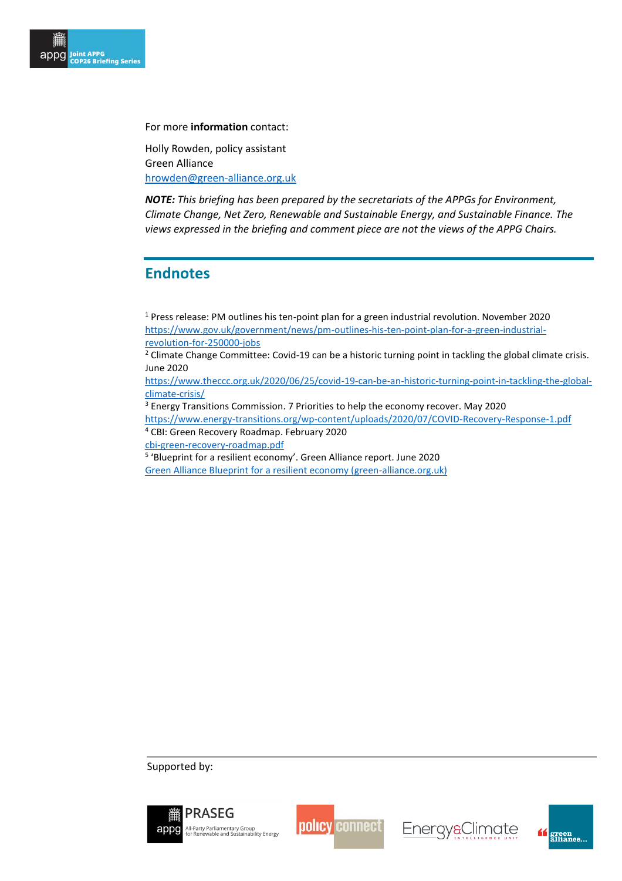For more **information** contact:

Holly Rowden, policy assistant
Green Alliance
hrowden@green-alliance.org.uk

***NOTE:*** *This briefing has been prepared by the secretariats of the APPGs for Environment, Climate Change, Net Zero, Renewable and Sustainable Energy, and Sustainable Finance. The views expressed in the briefing and comment piece are not the views of the APPG Chairs.*

## Endnotes

[1] Press release: PM outlines his ten-point plan for a green industrial revolution. November 2020
https://www.gov.uk/government/news/pm-outlines-his-ten-point-plan-for-a-green-industrial-revolution-for-250000-jobs

[2] Climate Change Committee: Covid-19 can be a historic turning point in tackling the global climate crisis. June 2020
https://www.theccc.org.uk/2020/06/25/covid-19-can-be-an-historic-turning-point-in-tackling-the-global-climate-crisis/

[3] Energy Transitions Commission. 7 Priorities to help the economy recover. May 2020
https://www.energy-transitions.org/wp-content/uploads/2020/07/COVID-Recovery-Response-1.pdf

[4] CBI: Green Recovery Roadmap. February 2020
cbi-green-recovery-roadmap.pdf

[5] 'Blueprint for a resilient economy'. Green Alliance report. June 2020
Green Alliance Blueprint for a resilient economy (green-alliance.org.uk)

Supported by:

PRASEG All-Party Parliamentary Group for Renewable and Sustainability Energy

policy connect

Energy&Climate Intelligence Unit

green alliance...